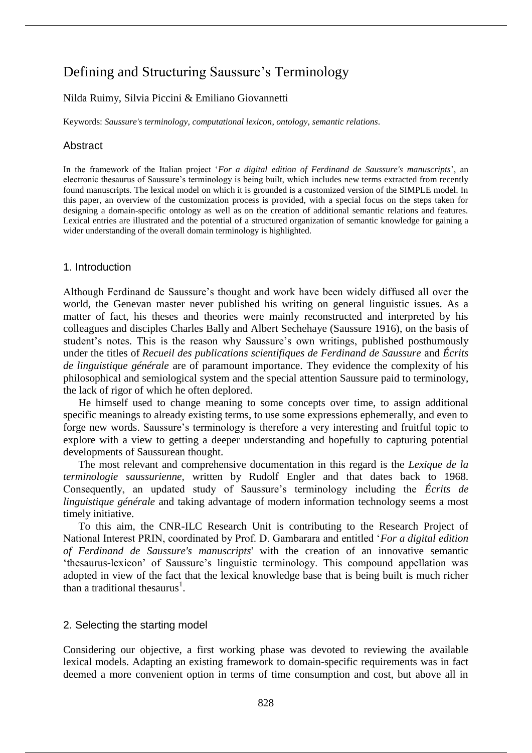# Defining and Structuring Saussure's Terminology

Nilda Ruimy, Silvia Piccini & Emiliano Giovannetti

Keywords: *Saussure's terminology, computational lexicon, ontology, semantic relations*.

## Abstract

In the framework of the Italian project '*For a digital edition of Ferdinand de Saussure's manuscripts*', an electronic thesaurus of Saussure's terminology is being built, which includes new terms extracted from recently found manuscripts. The lexical model on which it is grounded is a customized version of the SIMPLE model. In this paper, an overview of the customization process is provided, with a special focus on the steps taken for designing a domain-specific ontology as well as on the creation of additional semantic relations and features. Lexical entries are illustrated and the potential of a structured organization of semantic knowledge for gaining a wider understanding of the overall domain terminology is highlighted.

## 1. Introduction

Although Ferdinand de Saussure's thought and work have been widely diffused all over the world, the Genevan master never published his writing on general linguistic issues. As a matter of fact, his theses and theories were mainly reconstructed and interpreted by his colleagues and disciples Charles Bally and Albert Sechehaye (Saussure 1916), on the basis of student's notes. This is the reason why Saussure's own writings, published posthumously under the titles of *Recueil des publications scientifiques de Ferdinand de Saussure* and *Écrits de linguistique générale* are of paramount importance. They evidence the complexity of his philosophical and semiological system and the special attention Saussure paid to terminology, the lack of rigor of which he often deplored.

He himself used to change meaning to some concepts over time, to assign additional specific meanings to already existing terms, to use some expressions ephemerally, and even to forge new words. Saussure's terminology is therefore a very interesting and fruitful topic to explore with a view to getting a deeper understanding and hopefully to capturing potential developments of Saussurean thought.

The most relevant and comprehensive documentation in this regard is the *Lexique de la terminologie saussurienne*, written by Rudolf Engler and that dates back to 1968. Consequently, an updated study of Saussure's terminology including the *Écrits de linguistique générale* and taking advantage of modern information technology seems a most timely initiative.

To this aim, the CNR-ILC Research Unit is contributing to the Research Project of National Interest PRIN, coordinated by Prof. D. Gambarara and entitled '*For a digital edition of Ferdinand de Saussure's manuscripts*' with the creation of an innovative semantic 'thesaurus-lexicon' of Saussure's linguistic terminology. This compound appellation was adopted in view of the fact that the lexical knowledge base that is being built is much richer than a traditional thesaurus[1].

## 2. Selecting the starting model

Considering our objective, a first working phase was devoted to reviewing the available lexical models. Adapting an existing framework to domain-specific requirements was in fact deemed a more convenient option in terms of time consumption and cost, but above all in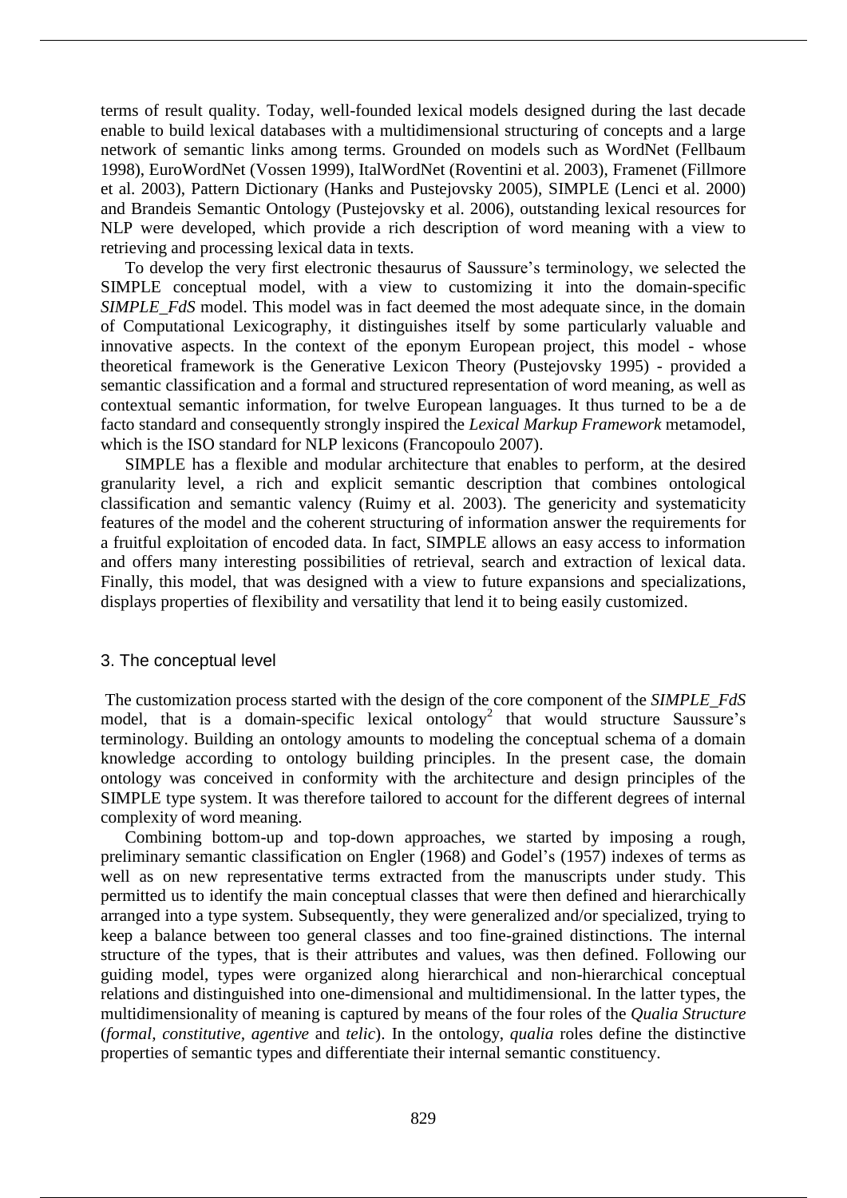terms of result quality. Today, well-founded lexical models designed during the last decade enable to build lexical databases with a multidimensional structuring of concepts and a large network of semantic links among terms. Grounded on models such as WordNet (Fellbaum 1998), EuroWordNet (Vossen 1999), ItalWordNet (Roventini et al. 2003), Framenet (Fillmore et al. 2003), Pattern Dictionary (Hanks and Pustejovsky 2005), SIMPLE (Lenci et al. 2000) and Brandeis Semantic Ontology (Pustejovsky et al. 2006), outstanding lexical resources for NLP were developed, which provide a rich description of word meaning with a view to retrieving and processing lexical data in texts.

To develop the very first electronic thesaurus of Saussure's terminology, we selected the SIMPLE conceptual model, with a view to customizing it into the domain-specific *SIMPLE_FdS* model. This model was in fact deemed the most adequate since, in the domain of Computational Lexicography, it distinguishes itself by some particularly valuable and innovative aspects. In the context of the eponym European project, this model - whose theoretical framework is the Generative Lexicon Theory (Pustejovsky 1995) - provided a semantic classification and a formal and structured representation of word meaning, as well as contextual semantic information, for twelve European languages. It thus turned to be a de facto standard and consequently strongly inspired the *Lexical Markup Framework* metamodel, which is the ISO standard for NLP lexicons (Francopoulo 2007).

SIMPLE has a flexible and modular architecture that enables to perform, at the desired granularity level, a rich and explicit semantic description that combines ontological classification and semantic valency (Ruimy et al. 2003). The genericity and systematicity features of the model and the coherent structuring of information answer the requirements for a fruitful exploitation of encoded data. In fact, SIMPLE allows an easy access to information and offers many interesting possibilities of retrieval, search and extraction of lexical data. Finally, this model, that was designed with a view to future expansions and specializations, displays properties of flexibility and versatility that lend it to being easily customized.

## 3. The conceptual level

The customization process started with the design of the core component of the *SIMPLE_FdS* model, that is a domain-specific lexical ontology[2] that would structure Saussure's terminology. Building an ontology amounts to modeling the conceptual schema of a domain knowledge according to ontology building principles. In the present case, the domain ontology was conceived in conformity with the architecture and design principles of the SIMPLE type system. It was therefore tailored to account for the different degrees of internal complexity of word meaning.

Combining bottom-up and top-down approaches, we started by imposing a rough, preliminary semantic classification on Engler (1968) and Godel's (1957) indexes of terms as well as on new representative terms extracted from the manuscripts under study. This permitted us to identify the main conceptual classes that were then defined and hierarchically arranged into a type system. Subsequently, they were generalized and/or specialized, trying to keep a balance between too general classes and too fine-grained distinctions. The internal structure of the types, that is their attributes and values, was then defined. Following our guiding model, types were organized along hierarchical and non-hierarchical conceptual relations and distinguished into one-dimensional and multidimensional. In the latter types, the multidimensionality of meaning is captured by means of the four roles of the *Qualia Structure* (*formal*, *constitutive*, *agentive* and *telic*). In the ontology, *qualia* roles define the distinctive properties of semantic types and differentiate their internal semantic constituency.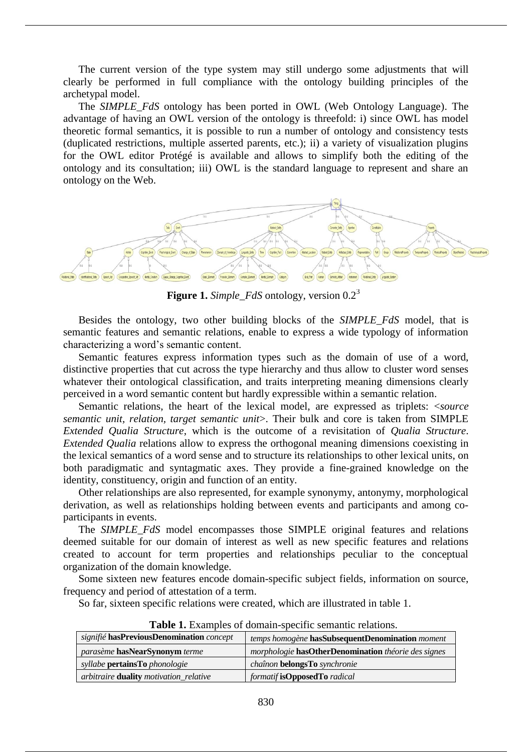The current version of the type system may still undergo some adjustments that will clearly be performed in full compliance with the ontology building principles of the archetypal model.

The *SIMPLE_FdS* ontology has been ported in OWL (Web Ontology Language). The advantage of having an OWL version of the ontology is threefold: i) since OWL has model theoretic formal semantics, it is possible to run a number of ontology and consistency tests (duplicated restrictions, multiple asserted parents, etc.); ii) a variety of visualization plugins for the OWL editor Protégé is available and allows to simplify both the editing of the ontology and its consultation; iii) OWL is the standard language to represent and share an ontology on the Web.

**Figure 1.** *Simple_FdS* ontology, version 0.2[3]

Besides the ontology, two other building blocks of the *SIMPLE_FdS* model, that is semantic features and semantic relations, enable to express a wide typology of information characterizing a word's semantic content.

Semantic features express information types such as the domain of use of a word, distinctive properties that cut across the type hierarchy and thus allow to cluster word senses whatever their ontological classification, and traits interpreting meaning dimensions clearly perceived in a word semantic content but hardly expressible within a semantic relation.

Semantic relations, the heart of the lexical model, are expressed as triplets: <*source semantic unit, relation, target semantic unit*>. Their bulk and core is taken from SIMPLE *Extended Qualia Structure*, which is the outcome of a revisitation of *Qualia Structure*. *Extended Qualia* relations allow to express the orthogonal meaning dimensions coexisting in the lexical semantics of a word sense and to structure its relationships to other lexical units, on both paradigmatic and syntagmatic axes. They provide a fine-grained knowledge on the identity, constituency, origin and function of an entity.

Other relationships are also represented, for example synonymy, antonymy, morphological derivation, as well as relationships holding between events and participants and among co-participants in events.

The *SIMPLE_FdS* model encompasses those SIMPLE original features and relations deemed suitable for our domain of interest as well as new specific features and relations created to account for term properties and relationships peculiar to the conceptual organization of the domain knowledge.

Some sixteen new features encode domain-specific subject fields, information on source, frequency and period of attestation of a term.

So far, sixteen specific relations were created, which are illustrated in table 1.

**Table 1.** Examples of domain-specific semantic relations.

| | |
|---|---|
| *signifié* **hasPreviousDenomination** *concept* | *temps homogène* **hasSubsequentDenomination** *moment* |
| *parasème* **hasNearSynonym** *terme* | *morphologie* **hasOtherDenomination** *théorie des signes* |
| *syllabe* **pertainsTo** *phonologie* | *chaînon* **belongsTo** *synchronie* |
| *arbitraire* **duality** *motivation_relative* | *formatif* **isOpposedTo** *radical* |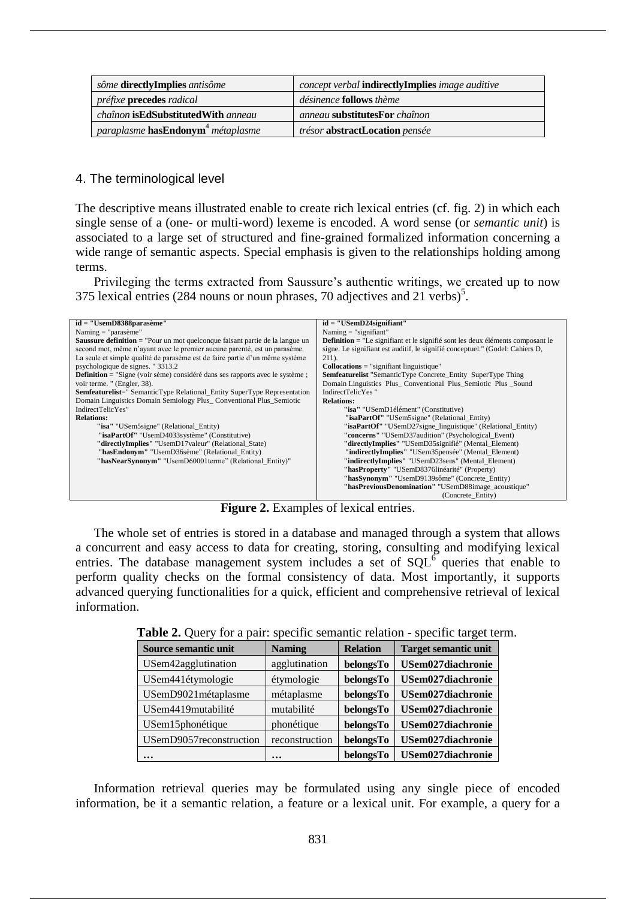| *sôme* **directlyImplies** *antisôme* | *concept verbal* **indirectlyImplies** *image auditive* |
|---|---|
| *préfixe* **precedes** *radical* | *désinence* **follows** *thème* |
| *chaînon* **isEdSubstitutedWith** *anneau* | *anneau* **substitutesFor** *chaînon* |
| *paraplasme* **hasEndonym**[4] *métaplasme* | *trésor* **abstractLocation** *pensée* |

## 4. The terminological level

The descriptive means illustrated enable to create rich lexical entries (cf. fig. 2) in which each single sense of a (one- or multi-word) lexeme is encoded. A word sense (or *semantic unit*) is associated to a large set of structured and fine-grained formalized information concerning a wide range of semantic aspects. Special emphasis is given to the relationships holding among terms.

Privileging the terms extracted from Saussure's authentic writings, we created up to now 375 lexical entries (284 nouns or noun phrases, 70 adjectives and 21 verbs)[5].

| **id = "UsemD8388parasème"**<br>Naming = "parasème"<br>**Saussure definition** = "Pour un mot quelconque faisant partie de la langue un second mot, même n'ayant avec le premier aucune parenté, est un parasème. La seule et simple qualité de parasème est de faire partie d'un même système psychologique de signes. " 3313.2<br>**Definition** = "Signe (voir sème) considéré dans ses rapports avec le système ; voir terme. " (Engler, 38).<br>**Semfeaturelist**=" SemanticType Relational_Entity SuperType Representation Domain Linguistics Domain Semiology Plus_ Conventional Plus_Semiotic IndirectTelicYes"<br>**Relations:**<br>**"isa"** "USem5signe" (Relational_Entity)<br>**"isaPartOf"** "UsemD4033système" (Constitutive)<br>**"directlyImplies"** "UsemD17valeur" (Relational_State)<br>**"hasEndonym"** "UsemD36sème" (Relational_Entity)<br>**"hasNearSynonym"** "UsemD60001terme" (Relational_Entity)" | **id = "USemD24signifiant"**<br>Naming = "signifiant"<br>**Definition** = "Le signifiant et le signifié sont les deux éléments composant le signe. Le signifiant est auditif, le signifié conceptuel." (Godel: Cahiers D, 211).<br>**Collocations** = "signifiant linguistique"<br>**Semfeaturelist** "SemanticType Concrete_Entity SuperType Thing Domain Linguistics Plus_ Conventional Plus_Semiotic Plus _Sound IndirectTelicYes "<br>**Relations:**<br>**"isa"** "USemD1élément" (Constitutive)<br>**"isaPartOf"** "USem5signe" (Relational_Entity)<br>**"isaPartOf"** "USemD27signe_linguistique" (Relational_Entity)<br>**"concerns"** "USemD37audition" (Psychological_Event)<br>**"directlyImplies"** "USemD35signifié" (Mental_Element)<br>**"indirectlyImplies"** "USem35pensée" (Mental_Element)<br>**"indirectlyImplies"** "USemD23sens" (Mental_Element)<br>**"hasProperty"** "USemD8376linéarité" (Property)<br>**"hasSynonym"** "UsemD9139sôme" (Concrete_Entity)<br>**"hasPreviousDenomination"** "USemD88image_acoustique" (Concrete_Entity) |
|---|---|

**Figure 2.** Examples of lexical entries.

The whole set of entries is stored in a database and managed through a system that allows a concurrent and easy access to data for creating, storing, consulting and modifying lexical entries. The database management system includes a set of SQL[6] queries that enable to perform quality checks on the formal consistency of data. Most importantly, it supports advanced querying functionalities for a quick, efficient and comprehensive retrieval of lexical information.

**Table 2.** Query for a pair: specific semantic relation - specific target term.

| Source semantic unit | Naming | Relation | Target semantic unit |
|---|---|---|---|
| USem42agglutination | agglutination | **belongsTo** | **USem027diachronie** |
| USem441étymologie | étymologie | **belongsTo** | **USem027diachronie** |
| USemD9021métaplasme | métaplasme | **belongsTo** | **USem027diachronie** |
| USem4419mutabilité | mutabilité | **belongsTo** | **USem027diachronie** |
| USem15phonétique | phonétique | **belongsTo** | **USem027diachronie** |
| USemD9057reconstruction | reconstruction | **belongsTo** | **USem027diachronie** |
| **…** | **…** | **belongsTo** | **USem027diachronie** |

Information retrieval queries may be formulated using any single piece of encoded information, be it a semantic relation, a feature or a lexical unit. For example, a query for a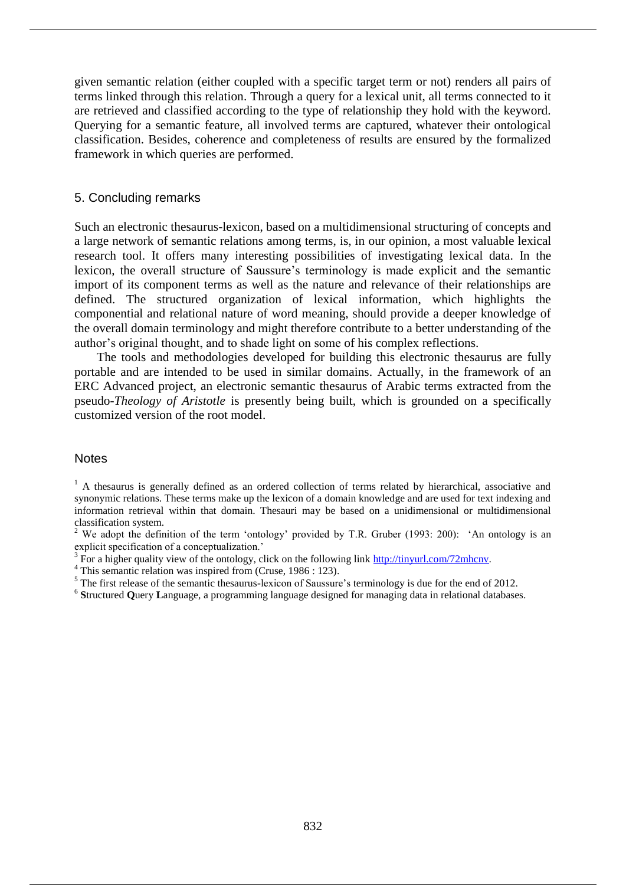given semantic relation (either coupled with a specific target term or not) renders all pairs of terms linked through this relation. Through a query for a lexical unit, all terms connected to it are retrieved and classified according to the type of relationship they hold with the keyword. Querying for a semantic feature, all involved terms are captured, whatever their ontological classification. Besides, coherence and completeness of results are ensured by the formalized framework in which queries are performed.

## 5. Concluding remarks

Such an electronic thesaurus-lexicon, based on a multidimensional structuring of concepts and a large network of semantic relations among terms, is, in our opinion, a most valuable lexical research tool. It offers many interesting possibilities of investigating lexical data. In the lexicon, the overall structure of Saussure's terminology is made explicit and the semantic import of its component terms as well as the nature and relevance of their relationships are defined. The structured organization of lexical information, which highlights the componential and relational nature of word meaning, should provide a deeper knowledge of the overall domain terminology and might therefore contribute to a better understanding of the author's original thought, and to shade light on some of his complex reflections.

The tools and methodologies developed for building this electronic thesaurus are fully portable and are intended to be used in similar domains. Actually, in the framework of an ERC Advanced project, an electronic semantic thesaurus of Arabic terms extracted from the pseudo-*Theology of Aristotle* is presently being built, which is grounded on a specifically customized version of the root model.

## Notes

[1] A thesaurus is generally defined as an ordered collection of terms related by hierarchical, associative and synonymic relations. These terms make up the lexicon of a domain knowledge and are used for text indexing and information retrieval within that domain. Thesauri may be based on a unidimensional or multidimensional classification system.

[2] We adopt the definition of the term 'ontology' provided by T.R. Gruber (1993: 200): 'An ontology is an explicit specification of a conceptualization.'

[3] For a higher quality view of the ontology, click on the following link http://tinyurl.com/72mhcnv.

[4] This semantic relation was inspired from (Cruse, 1986 : 123).

[5] The first release of the semantic thesaurus-lexicon of Saussure's terminology is due for the end of 2012.

[6] **S**tructured **Q**uery **L**anguage, a programming language designed for managing data in relational databases.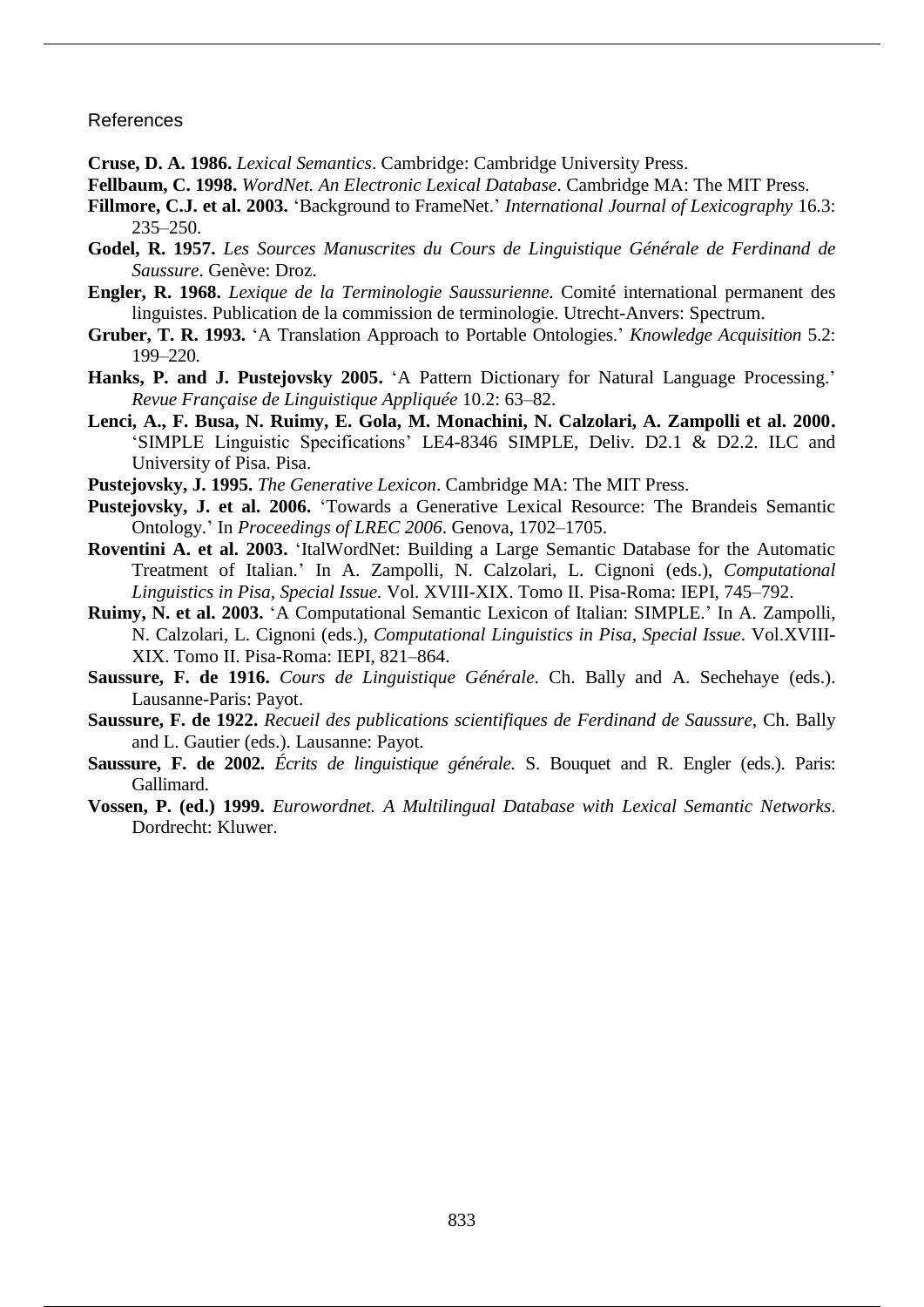## References

**Cruse, D. A. 1986.** *Lexical Semantics*. Cambridge: Cambridge University Press.

**Fellbaum, C. 1998.** *WordNet. An Electronic Lexical Database*. Cambridge MA: The MIT Press.

**Fillmore, C.J. et al. 2003.** 'Background to FrameNet.' *International Journal of Lexicography* 16.3: 235–250.

**Godel, R. 1957.** *Les Sources Manuscrites du Cours de Linguistique Générale de Ferdinand de Saussure*. Genève: Droz.

**Engler, R. 1968.** *Lexique de la Terminologie Saussurienne*. Comité international permanent des linguistes. Publication de la commission de terminologie. Utrecht-Anvers: Spectrum.

**Gruber, T. R. 1993.** 'A Translation Approach to Portable Ontologies.' *Knowledge Acquisition* 5.2: 199–220.

**Hanks, P. and J. Pustejovsky 2005.** 'A Pattern Dictionary for Natural Language Processing.' *Revue Française de Linguistique Appliquée* 10.2: 63–82.

**Lenci, A., F. Busa, N. Ruimy, E. Gola, M. Monachini, N. Calzolari, A. Zampolli et al. 2000.** 'SIMPLE Linguistic Specifications' LE4-8346 SIMPLE, Deliv. D2.1 & D2.2. ILC and University of Pisa. Pisa.

**Pustejovsky, J. 1995.** *The Generative Lexicon*. Cambridge MA: The MIT Press.

**Pustejovsky, J. et al. 2006.** 'Towards a Generative Lexical Resource: The Brandeis Semantic Ontology.' In *Proceedings of LREC 2006*. Genova, 1702–1705.

**Roventini A. et al. 2003.** 'ItalWordNet: Building a Large Semantic Database for the Automatic Treatment of Italian.' In A. Zampolli, N. Calzolari, L. Cignoni (eds.), *Computational Linguistics in Pisa, Special Issue.* Vol. XVIII-XIX. Tomo II. Pisa-Roma: IEPI, 745–792.

**Ruimy, N. et al. 2003.** 'A Computational Semantic Lexicon of Italian: SIMPLE.' In A. Zampolli, N. Calzolari, L. Cignoni (eds.), *Computational Linguistics in Pisa, Special Issue*. Vol.XVIII-XIX. Tomo II. Pisa-Roma: IEPI, 821–864.

**Saussure, F. de 1916.** *Cours de Linguistique Générale*. Ch. Bally and A. Sechehaye (eds.). Lausanne-Paris: Payot.

**Saussure, F. de 1922.** *Recueil des publications scientifiques de Ferdinand de Saussure*, Ch. Bally and L. Gautier (eds.). Lausanne: Payot.

**Saussure, F. de 2002.** *Écrits de linguistique générale.* S. Bouquet and R. Engler (eds.). Paris: Gallimard.

**Vossen, P. (ed.) 1999.** *Eurowordnet. A Multilingual Database with Lexical Semantic Networks*. Dordrecht: Kluwer.